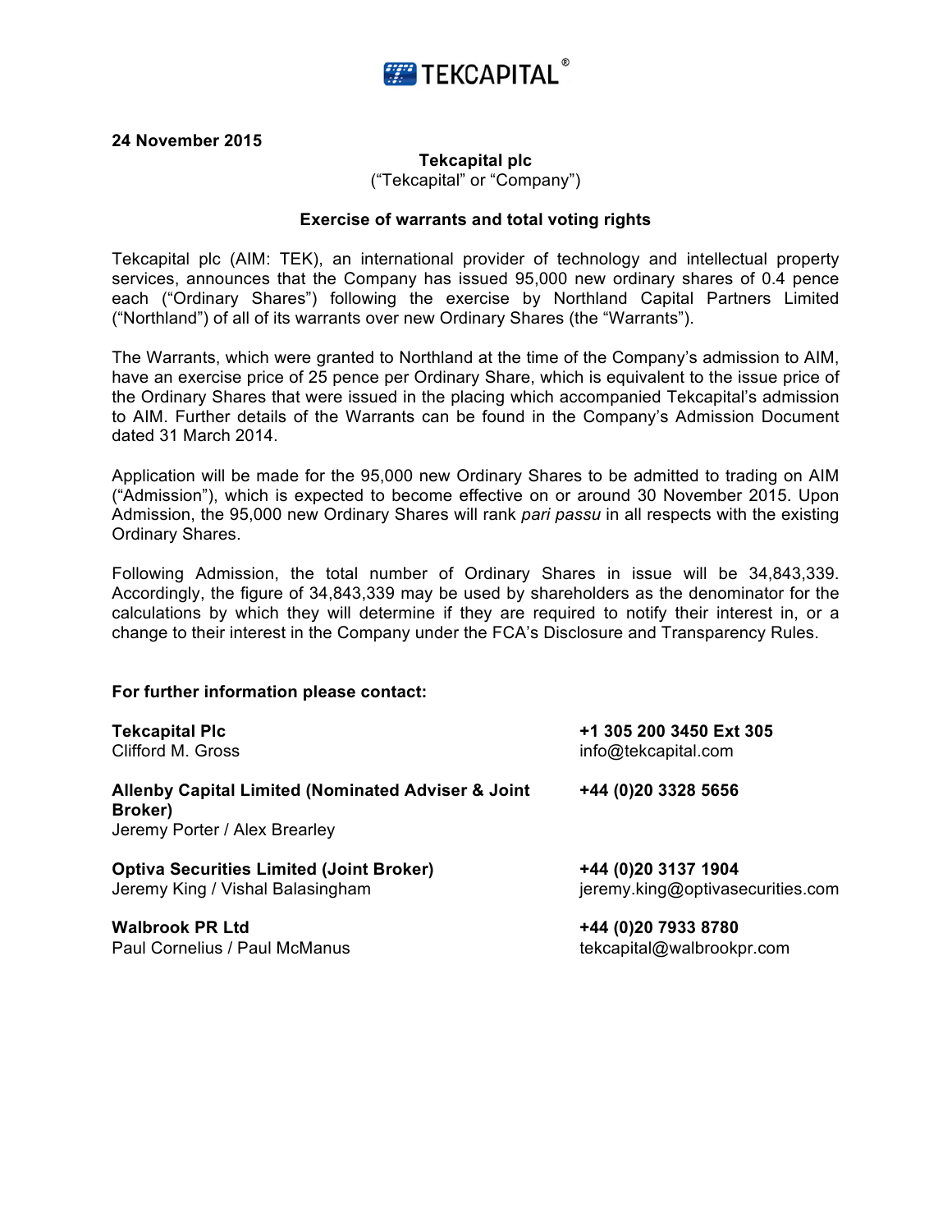TEKCAPITAL®

**24 November 2015**

**Tekcapital plc**
("Tekcapital" or "Company")

**Exercise of warrants and total voting rights**

Tekcapital plc (AIM: TEK), an international provider of technology and intellectual property services, announces that the Company has issued 95,000 new ordinary shares of 0.4 pence each ("Ordinary Shares") following the exercise by Northland Capital Partners Limited ("Northland") of all of its warrants over new Ordinary Shares (the "Warrants").

The Warrants, which were granted to Northland at the time of the Company's admission to AIM, have an exercise price of 25 pence per Ordinary Share, which is equivalent to the issue price of the Ordinary Shares that were issued in the placing which accompanied Tekcapital's admission to AIM. Further details of the Warrants can be found in the Company's Admission Document dated 31 March 2014.

Application will be made for the 95,000 new Ordinary Shares to be admitted to trading on AIM ("Admission"), which is expected to become effective on or around 30 November 2015. Upon Admission, the 95,000 new Ordinary Shares will rank *pari passu* in all respects with the existing Ordinary Shares.

Following Admission, the total number of Ordinary Shares in issue will be 34,843,339. Accordingly, the figure of 34,843,339 may be used by shareholders as the denominator for the calculations by which they will determine if they are required to notify their interest in, or a change to their interest in the Company under the FCA's Disclosure and Transparency Rules.

**For further information please contact:**

**Tekcapital Plc**
Clifford M. Gross
**+1 305 200 3450 Ext 305**
info@tekcapital.com

**Allenby Capital Limited (Nominated Adviser & Joint Broker)**
Jeremy Porter / Alex Brearley
**+44 (0)20 3328 5656**

**Optiva Securities Limited (Joint Broker)**
Jeremy King / Vishal Balasingham
**+44 (0)20 3137 1904**
jeremy.king@optivasecurities.com

**Walbrook PR Ltd**
Paul Cornelius / Paul McManus
**+44 (0)20 7933 8780**
tekcapital@walbrookpr.com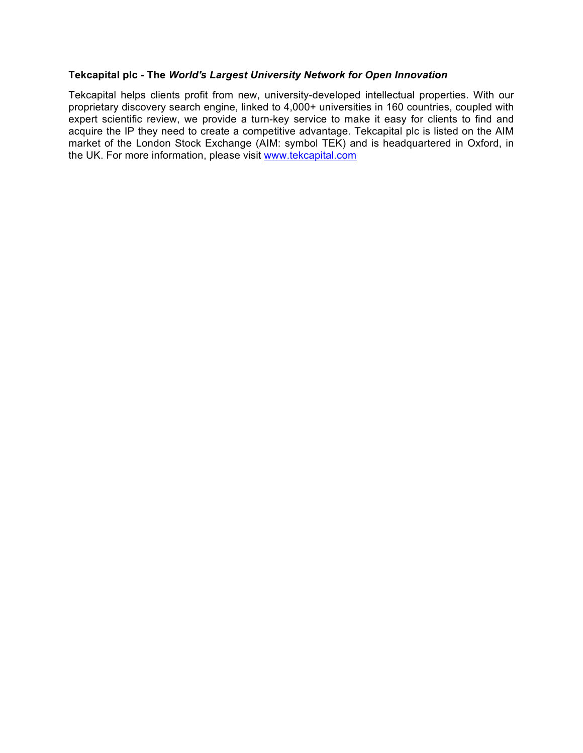**Tekcapital plc - The *World's Largest University Network for Open Innovation***

Tekcapital helps clients profit from new, university-developed intellectual properties. With our proprietary discovery search engine, linked to 4,000+ universities in 160 countries, coupled with expert scientific review, we provide a turn-key service to make it easy for clients to find and acquire the IP they need to create a competitive advantage. Tekcapital plc is listed on the AIM market of the London Stock Exchange (AIM: symbol TEK) and is headquartered in Oxford, in the UK. For more information, please visit [www.tekcapital.com](http://www.tekcapital.com)